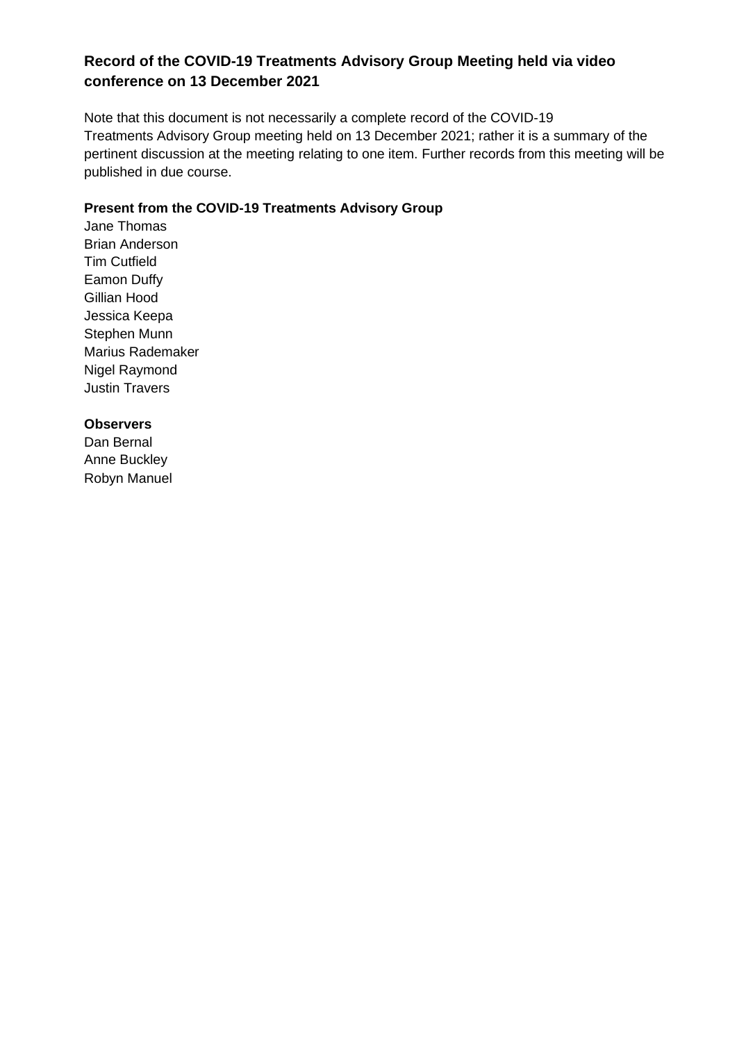# Record of the COVID-19 Treatments Advisory Group Meeting held via video conference on 13 December 2021

Note that this document is not necessarily a complete record of the COVID-19 Treatments Advisory Group meeting held on 13 December 2021; rather it is a summary of the pertinent discussion at the meeting relating to one item. Further records from this meeting will be published in due course.

**Present from the COVID-19 Treatments Advisory Group**

Jane Thomas
Brian Anderson
Tim Cutfield
Eamon Duffy
Gillian Hood
Jessica Keepa
Stephen Munn
Marius Rademaker
Nigel Raymond
Justin Travers

**Observers**

Dan Bernal
Anne Buckley
Robyn Manuel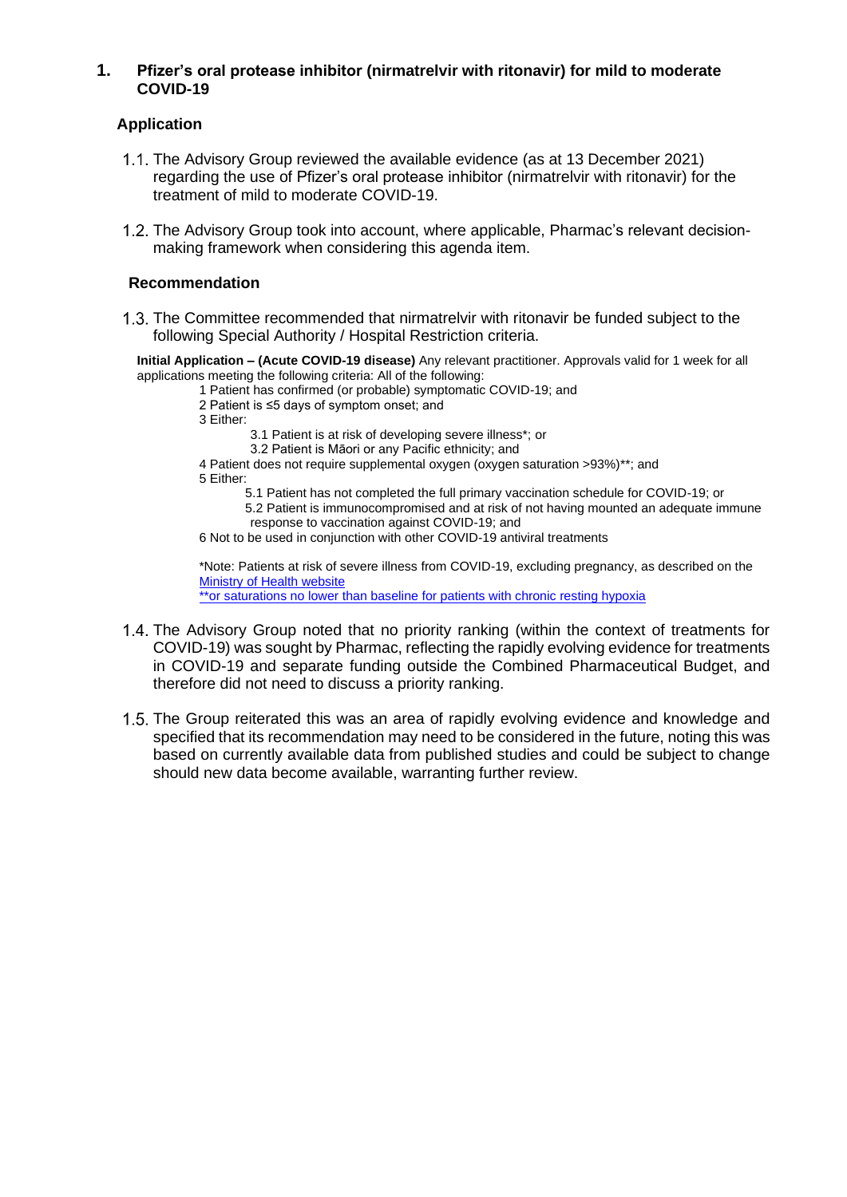## 1. Pfizer's oral protease inhibitor (nirmatrelvir with ritonavir) for mild to moderate COVID-19

### Application

1.1. The Advisory Group reviewed the available evidence (as at 13 December 2021) regarding the use of Pfizer's oral protease inhibitor (nirmatrelvir with ritonavir) for the treatment of mild to moderate COVID-19.

1.2. The Advisory Group took into account, where applicable, Pharmac's relevant decision-making framework when considering this agenda item.

### Recommendation

1.3. The Committee recommended that nirmatrelvir with ritonavir be funded subject to the following Special Authority / Hospital Restriction criteria.

**Initial Application – (Acute COVID-19 disease)** Any relevant practitioner. Approvals valid for 1 week for all applications meeting the following criteria: All of the following:

1 Patient has confirmed (or probable) symptomatic COVID-19; and

2 Patient is ≤5 days of symptom onset; and

3 Either:

  3.1 Patient is at risk of developing severe illness*; or

  3.2 Patient is Māori or any Pacific ethnicity; and

4 Patient does not require supplemental oxygen (oxygen saturation >93%)**; and

5 Either:

  5.1 Patient has not completed the full primary vaccination schedule for COVID-19; or

  5.2 Patient is immunocompromised and at risk of not having mounted an adequate immune response to vaccination against COVID-19; and

6 Not to be used in conjunction with other COVID-19 antiviral treatments

*Note: Patients at risk of severe illness from COVID-19, excluding pregnancy, as described on the Ministry of Health website

**or saturations no lower than baseline for patients with chronic resting hypoxia

1.4. The Advisory Group noted that no priority ranking (within the context of treatments for COVID-19) was sought by Pharmac, reflecting the rapidly evolving evidence for treatments in COVID-19 and separate funding outside the Combined Pharmaceutical Budget, and therefore did not need to discuss a priority ranking.

1.5. The Group reiterated this was an area of rapidly evolving evidence and knowledge and specified that its recommendation may need to be considered in the future, noting this was based on currently available data from published studies and could be subject to change should new data become available, warranting further review.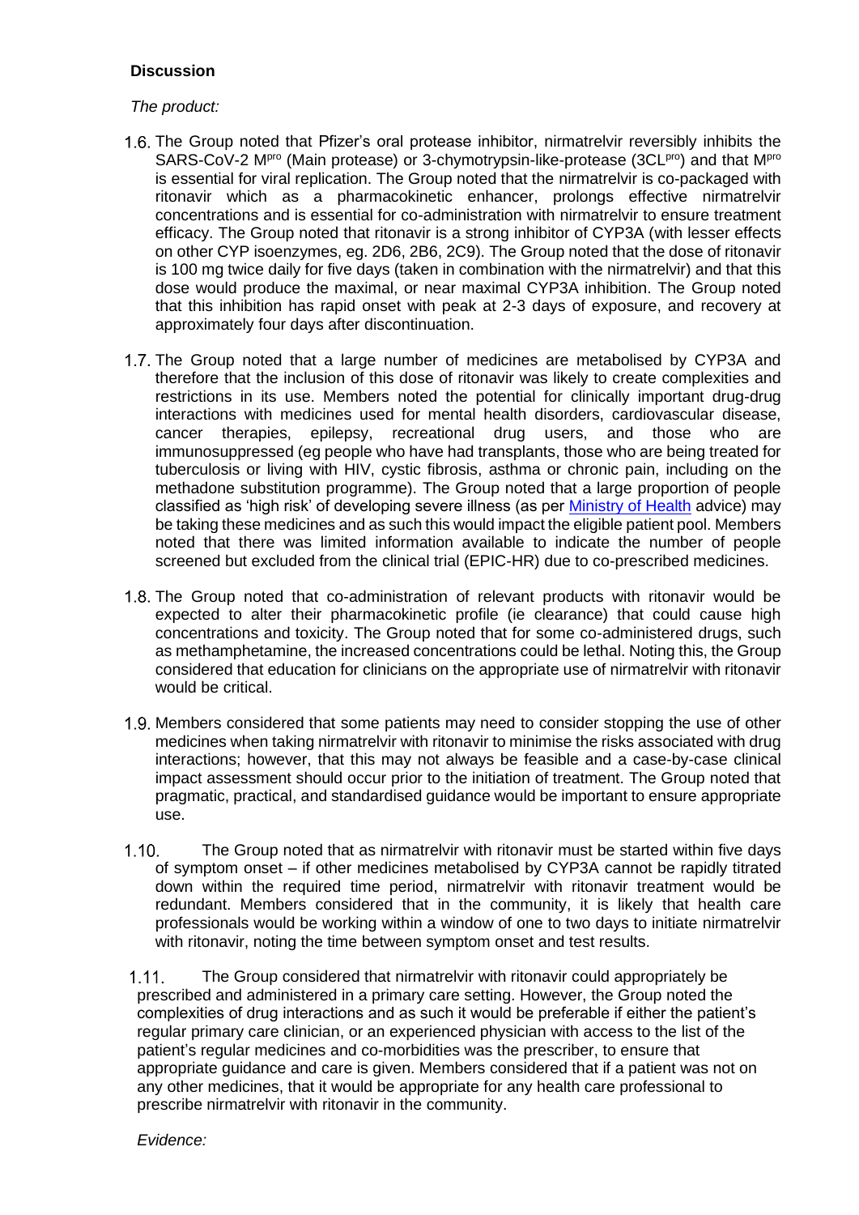**Discussion**

*The product:*

1.6. The Group noted that Pfizer's oral protease inhibitor, nirmatrelvir reversibly inhibits the SARS-CoV-2 $M^{pro}$ (Main protease) or 3-chymotrypsin-like-protease ($3CL^{pro}$) and that $M^{pro}$ is essential for viral replication. The Group noted that the nirmatrelvir is co-packaged with ritonavir which as a pharmacokinetic enhancer, prolongs effective nirmatrelvir concentrations and is essential for co-administration with nirmatrelvir to ensure treatment efficacy. The Group noted that ritonavir is a strong inhibitor of CYP3A (with lesser effects on other CYP isoenzymes, eg. 2D6, 2B6, 2C9). The Group noted that the dose of ritonavir is 100 mg twice daily for five days (taken in combination with the nirmatrelvir) and that this dose would produce the maximal, or near maximal CYP3A inhibition. The Group noted that this inhibition has rapid onset with peak at 2-3 days of exposure, and recovery at approximately four days after discontinuation.

1.7. The Group noted that a large number of medicines are metabolised by CYP3A and therefore that the inclusion of this dose of ritonavir was likely to create complexities and restrictions in its use. Members noted the potential for clinically important drug-drug interactions with medicines used for mental health disorders, cardiovascular disease, cancer therapies, epilepsy, recreational drug users, and those who are immunosuppressed (eg people who have had transplants, those who are being treated for tuberculosis or living with HIV, cystic fibrosis, asthma or chronic pain, including on the methadone substitution programme). The Group noted that a large proportion of people classified as 'high risk' of developing severe illness (as per Ministry of Health advice) may be taking these medicines and as such this would impact the eligible patient pool. Members noted that there was limited information available to indicate the number of people screened but excluded from the clinical trial (EPIC-HR) due to co-prescribed medicines.

1.8. The Group noted that co-administration of relevant products with ritonavir would be expected to alter their pharmacokinetic profile (ie clearance) that could cause high concentrations and toxicity. The Group noted that for some co-administered drugs, such as methamphetamine, the increased concentrations could be lethal. Noting this, the Group considered that education for clinicians on the appropriate use of nirmatrelvir with ritonavir would be critical.

1.9. Members considered that some patients may need to consider stopping the use of other medicines when taking nirmatrelvir with ritonavir to minimise the risks associated with drug interactions; however, that this may not always be feasible and a case-by-case clinical impact assessment should occur prior to the initiation of treatment. The Group noted that pragmatic, practical, and standardised guidance would be important to ensure appropriate use.

1.10. The Group noted that as nirmatrelvir with ritonavir must be started within five days of symptom onset – if other medicines metabolised by CYP3A cannot be rapidly titrated down within the required time period, nirmatrelvir with ritonavir treatment would be redundant. Members considered that in the community, it is likely that health care professionals would be working within a window of one to two days to initiate nirmatrelvir with ritonavir, noting the time between symptom onset and test results.

1.11. The Group considered that nirmatrelvir with ritonavir could appropriately be prescribed and administered in a primary care setting. However, the Group noted the complexities of drug interactions and as such it would be preferable if either the patient's regular primary care clinician, or an experienced physician with access to the list of the patient's regular medicines and co-morbidities was the prescriber, to ensure that appropriate guidance and care is given. Members considered that if a patient was not on any other medicines, that it would be appropriate for any health care professional to prescribe nirmatrelvir with ritonavir in the community.

*Evidence:*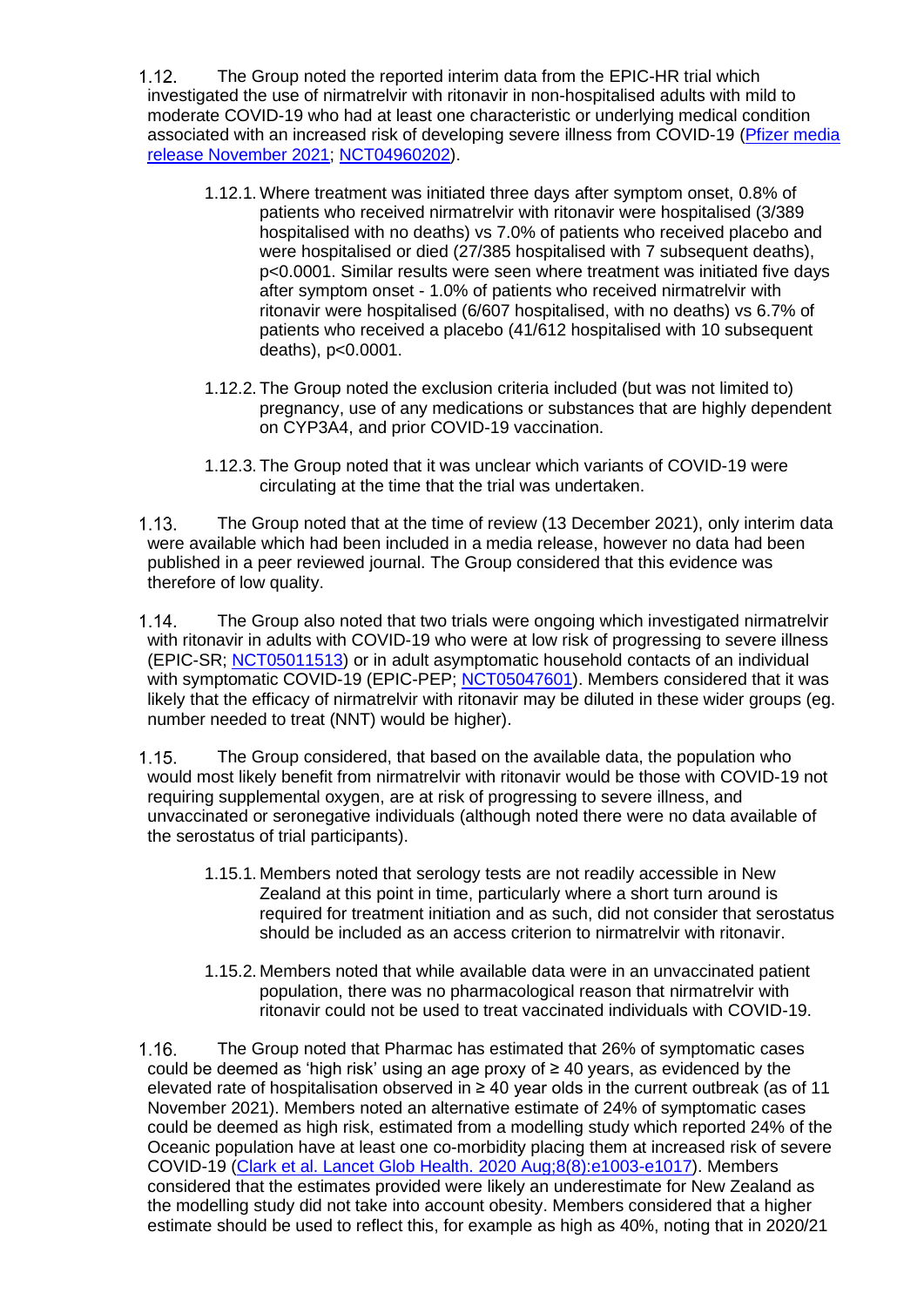1.12. The Group noted the reported interim data from the EPIC-HR trial which investigated the use of nirmatrelvir with ritonavir in non-hospitalised adults with mild to moderate COVID-19 who had at least one characteristic or underlying medical condition associated with an increased risk of developing severe illness from COVID-19 ([Pfizer media release November 2021](); [NCT04960202]()).

1.12.1. Where treatment was initiated three days after symptom onset, 0.8% of patients who received nirmatrelvir with ritonavir were hospitalised (3/389 hospitalised with no deaths) vs 7.0% of patients who received placebo and were hospitalised or died (27/385 hospitalised with 7 subsequent deaths), $p<0.0001$. Similar results were seen where treatment was initiated five days after symptom onset - 1.0% of patients who received nirmatrelvir with ritonavir were hospitalised (6/607 hospitalised, with no deaths) vs 6.7% of patients who received a placebo (41/612 hospitalised with 10 subsequent deaths), $p<0.0001$.

1.12.2. The Group noted the exclusion criteria included (but was not limited to) pregnancy, use of any medications or substances that are highly dependent on CYP3A4, and prior COVID-19 vaccination.

1.12.3. The Group noted that it was unclear which variants of COVID-19 were circulating at the time that the trial was undertaken.

1.13. The Group noted that at the time of review (13 December 2021), only interim data were available which had been included in a media release, however no data had been published in a peer reviewed journal. The Group considered that this evidence was therefore of low quality.

1.14. The Group also noted that two trials were ongoing which investigated nirmatrelvir with ritonavir in adults with COVID-19 who were at low risk of progressing to severe illness (EPIC-SR; [NCT05011513]()) or in adult asymptomatic household contacts of an individual with symptomatic COVID-19 (EPIC-PEP; [NCT05047601]()). Members considered that it was likely that the efficacy of nirmatrelvir with ritonavir may be diluted in these wider groups (eg. number needed to treat (NNT) would be higher).

1.15. The Group considered, that based on the available data, the population who would most likely benefit from nirmatrelvir with ritonavir would be those with COVID-19 not requiring supplemental oxygen, are at risk of progressing to severe illness, and unvaccinated or seronegative individuals (although noted there were no data available of the serostatus of trial participants).

1.15.1. Members noted that serology tests are not readily accessible in New Zealand at this point in time, particularly where a short turn around is required for treatment initiation and as such, did not consider that serostatus should be included as an access criterion to nirmatrelvir with ritonavir.

1.15.2. Members noted that while available data were in an unvaccinated patient population, there was no pharmacological reason that nirmatrelvir with ritonavir could not be used to treat vaccinated individuals with COVID-19.

1.16. The Group noted that Pharmac has estimated that 26% of symptomatic cases could be deemed as 'high risk' using an age proxy of ≥ 40 years, as evidenced by the elevated rate of hospitalisation observed in ≥ 40 year olds in the current outbreak (as of 11 November 2021). Members noted an alternative estimate of 24% of symptomatic cases could be deemed as high risk, estimated from a modelling study which reported 24% of the Oceanic population have at least one co-morbidity placing them at increased risk of severe COVID-19 ([Clark et al. Lancet Glob Health. 2020 Aug;8(8):e1003-e1017]()). Members considered that the estimates provided were likely an underestimate for New Zealand as the modelling study did not take into account obesity. Members considered that a higher estimate should be used to reflect this, for example as high as 40%, noting that in 2020/21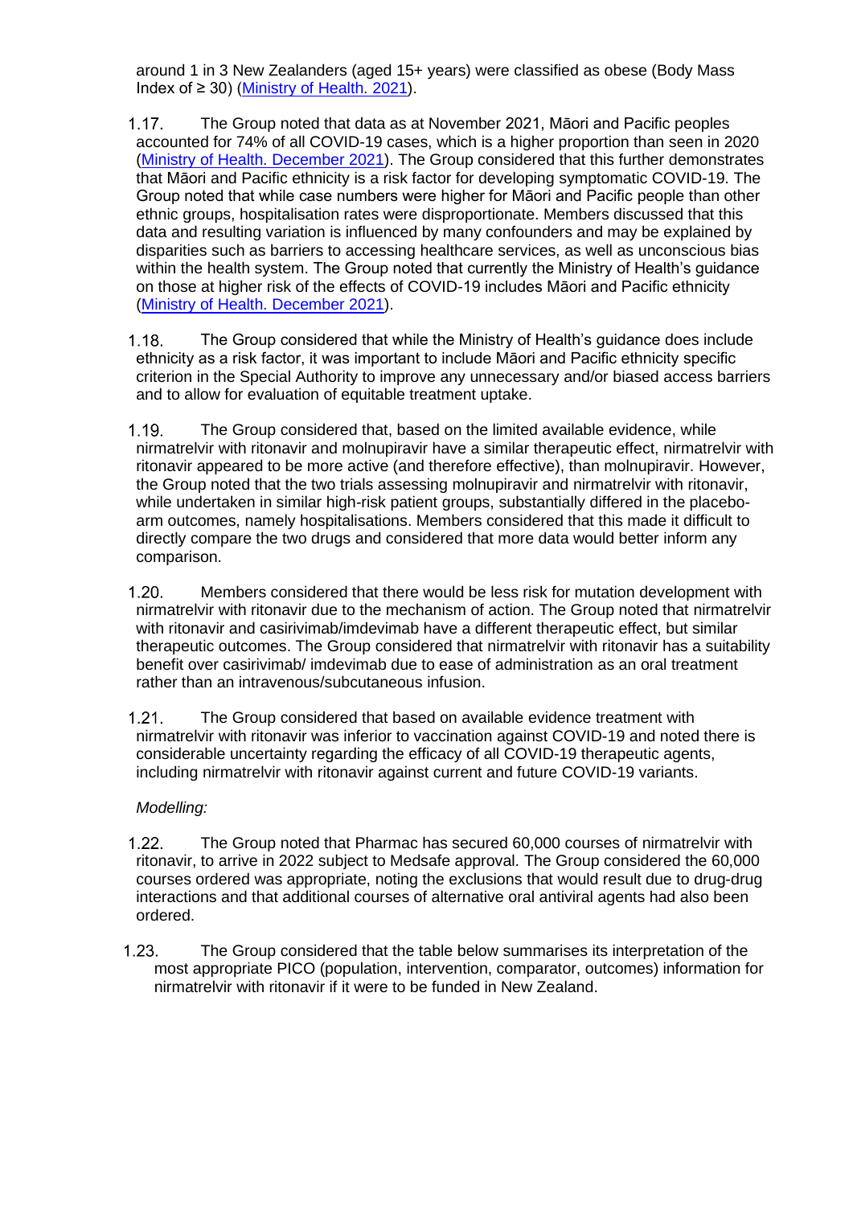around 1 in 3 New Zealanders (aged 15+ years) were classified as obese (Body Mass Index of ≥ 30) ([Ministry of Health. 2021](#)).

1.17. The Group noted that data as at November 2021, Māori and Pacific peoples accounted for 74% of all COVID-19 cases, which is a higher proportion than seen in 2020 ([Ministry of Health. December 2021](#)). The Group considered that this further demonstrates that Māori and Pacific ethnicity is a risk factor for developing symptomatic COVID-19. The Group noted that while case numbers were higher for Māori and Pacific people than other ethnic groups, hospitalisation rates were disproportionate. Members discussed that this data and resulting variation is influenced by many confounders and may be explained by disparities such as barriers to accessing healthcare services, as well as unconscious bias within the health system. The Group noted that currently the Ministry of Health's guidance on those at higher risk of the effects of COVID-19 includes Māori and Pacific ethnicity ([Ministry of Health. December 2021](#)).

1.18. The Group considered that while the Ministry of Health's guidance does include ethnicity as a risk factor, it was important to include Māori and Pacific ethnicity specific criterion in the Special Authority to improve any unnecessary and/or biased access barriers and to allow for evaluation of equitable treatment uptake.

1.19. The Group considered that, based on the limited available evidence, while nirmatrelvir with ritonavir and molnupiravir have a similar therapeutic effect, nirmatrelvir with ritonavir appeared to be more active (and therefore effective), than molnupiravir. However, the Group noted that the two trials assessing molnupiravir and nirmatrelvir with ritonavir, while undertaken in similar high-risk patient groups, substantially differed in the placebo-arm outcomes, namely hospitalisations. Members considered that this made it difficult to directly compare the two drugs and considered that more data would better inform any comparison.

1.20. Members considered that there would be less risk for mutation development with nirmatrelvir with ritonavir due to the mechanism of action. The Group noted that nirmatrelvir with ritonavir and casirivimab/imdevimab have a different therapeutic effect, but similar therapeutic outcomes. The Group considered that nirmatrelvir with ritonavir has a suitability benefit over casirivimab/ imdevimab due to ease of administration as an oral treatment rather than an intravenous/subcutaneous infusion.

1.21. The Group considered that based on available evidence treatment with nirmatrelvir with ritonavir was inferior to vaccination against COVID-19 and noted there is considerable uncertainty regarding the efficacy of all COVID-19 therapeutic agents, including nirmatrelvir with ritonavir against current and future COVID-19 variants.

*Modelling:*

1.22. The Group noted that Pharmac has secured 60,000 courses of nirmatrelvir with ritonavir, to arrive in 2022 subject to Medsafe approval. The Group considered the 60,000 courses ordered was appropriate, noting the exclusions that would result due to drug-drug interactions and that additional courses of alternative oral antiviral agents had also been ordered.

1.23. The Group considered that the table below summarises its interpretation of the most appropriate PICO (population, intervention, comparator, outcomes) information for nirmatrelvir with ritonavir if it were to be funded in New Zealand.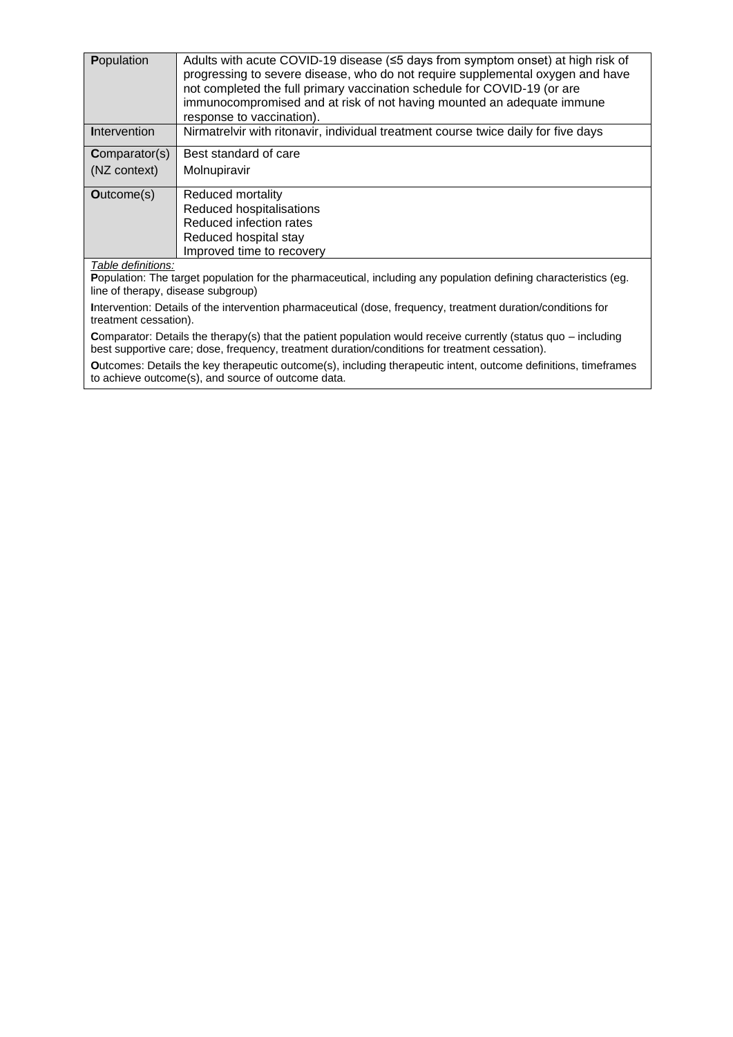| | |
|---|---|
| **P**opulation | Adults with acute COVID-19 disease (≤5 days from symptom onset) at high risk of progressing to severe disease, who do not require supplemental oxygen and have not completed the full primary vaccination schedule for COVID-19 (or are immunocompromised and at risk of not having mounted an adequate immune response to vaccination). |
| **I**ntervention | Nirmatrelvir with ritonavir, individual treatment course twice daily for five days |
| **C**omparator(s) (NZ context) | Best standard of care<br>Molnupiravir |
| **O**utcome(s) | Reduced mortality<br>Reduced hospitalisations<br>Reduced infection rates<br>Reduced hospital stay<br>Improved time to recovery |

*Table definitions:*

**P**opulation: The target population for the pharmaceutical, including any population defining characteristics (eg. line of therapy, disease subgroup)

**I**ntervention: Details of the intervention pharmaceutical (dose, frequency, treatment duration/conditions for treatment cessation).

**C**omparator: Details the therapy(s) that the patient population would receive currently (status quo – including best supportive care; dose, frequency, treatment duration/conditions for treatment cessation).

**O**utcomes: Details the key therapeutic outcome(s), including therapeutic intent, outcome definitions, timeframes to achieve outcome(s), and source of outcome data.